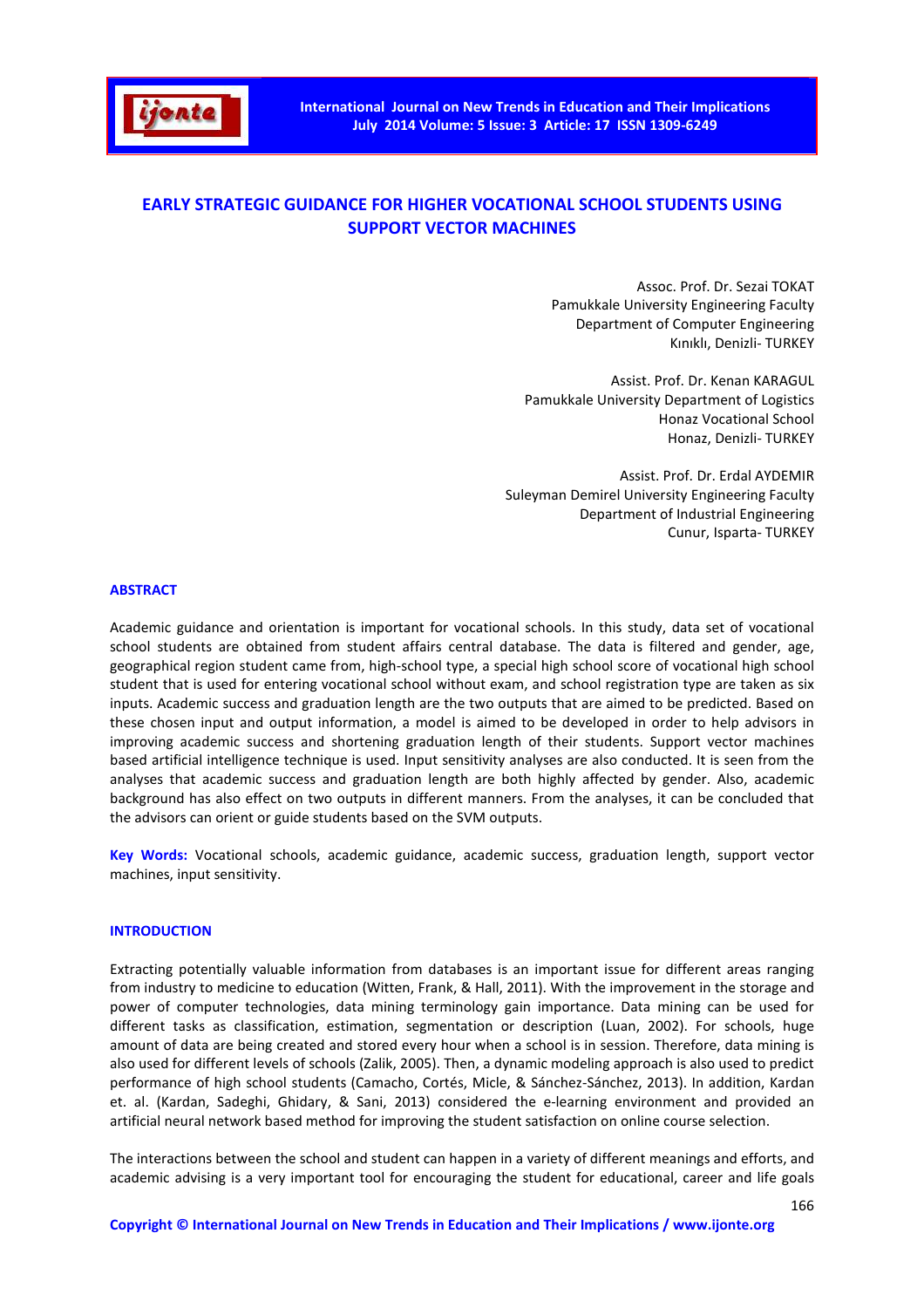# EARLY STRATEGIC GUIDANCE FOR HIGHER VOCATIONAL SCHOOL STUDENTS USING SUPPORT VECTOR MACHINES

Assoc. Prof. Dr. Sezai TOKAT
Pamukkale University Engineering Faculty
Department of Computer Engineering
Kınıklı, Denizli- TURKEY

Assist. Prof. Dr. Kenan KARAGUL
Pamukkale University Department of Logistics
Honaz Vocational School
Honaz, Denizli- TURKEY

Assist. Prof. Dr. Erdal AYDEMIR
Suleyman Demirel University Engineering Faculty
Department of Industrial Engineering
Cunur, Isparta- TURKEY

## ABSTRACT

Academic guidance and orientation is important for vocational schools. In this study, data set of vocational school students are obtained from student affairs central database. The data is filtered and gender, age, geographical region student came from, high-school type, a special high school score of vocational high school student that is used for entering vocational school without exam, and school registration type are taken as six inputs. Academic success and graduation length are the two outputs that are aimed to be predicted. Based on these chosen input and output information, a model is aimed to be developed in order to help advisors in improving academic success and shortening graduation length of their students. Support vector machines based artificial intelligence technique is used. Input sensitivity analyses are also conducted. It is seen from the analyses that academic success and graduation length are both highly affected by gender. Also, academic background has also effect on two outputs in different manners. From the analyses, it can be concluded that the advisors can orient or guide students based on the SVM outputs.

**Key Words:** Vocational schools, academic guidance, academic success, graduation length, support vector machines, input sensitivity.

## INTRODUCTION

Extracting potentially valuable information from databases is an important issue for different areas ranging from industry to medicine to education (Witten, Frank, & Hall, 2011). With the improvement in the storage and power of computer technologies, data mining terminology gain importance. Data mining can be used for different tasks as classification, estimation, segmentation or description (Luan, 2002). For schools, huge amount of data are being created and stored every hour when a school is in session. Therefore, data mining is also used for different levels of schools (Zalik, 2005). Then, a dynamic modeling approach is also used to predict performance of high school students (Camacho, Cortés, Micle, & Sánchez-Sánchez, 2013). In addition, Kardan et. al. (Kardan, Sadeghi, Ghidary, & Sani, 2013) considered the e-learning environment and provided an artificial neural network based method for improving the student satisfaction on online course selection.

The interactions between the school and student can happen in a variety of different meanings and efforts, and academic advising is a very important tool for encouraging the student for educational, career and life goals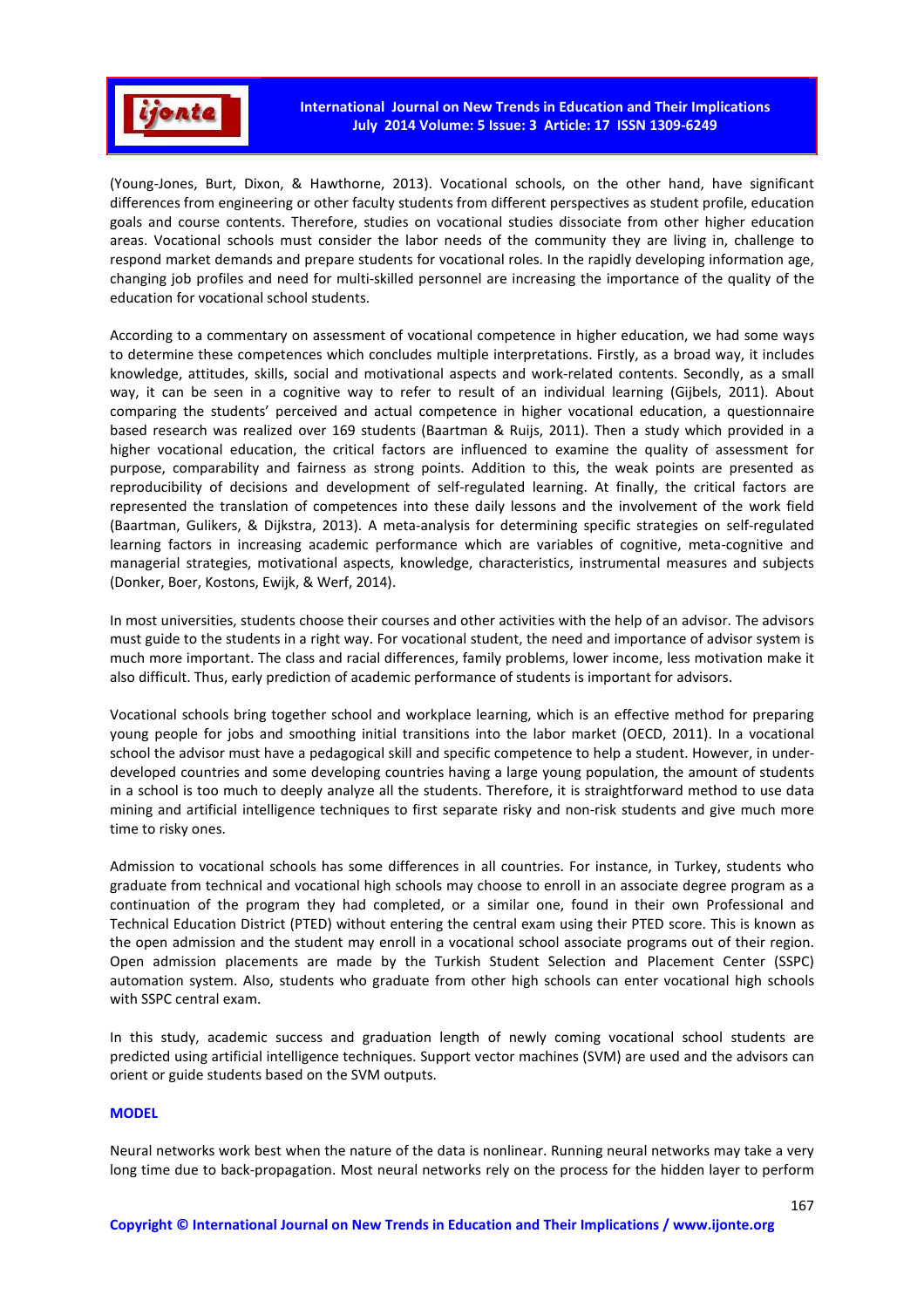(Young-Jones, Burt, Dixon, & Hawthorne, 2013). Vocational schools, on the other hand, have significant differences from engineering or other faculty students from different perspectives as student profile, education goals and course contents. Therefore, studies on vocational studies dissociate from other higher education areas. Vocational schools must consider the labor needs of the community they are living in, challenge to respond market demands and prepare students for vocational roles. In the rapidly developing information age, changing job profiles and need for multi-skilled personnel are increasing the importance of the quality of the education for vocational school students.

According to a commentary on assessment of vocational competence in higher education, we had some ways to determine these competences which concludes multiple interpretations. Firstly, as a broad way, it includes knowledge, attitudes, skills, social and motivational aspects and work-related contents. Secondly, as a small way, it can be seen in a cognitive way to refer to result of an individual learning (Gijbels, 2011). About comparing the students' perceived and actual competence in higher vocational education, a questionnaire based research was realized over 169 students (Baartman & Ruijs, 2011). Then a study which provided in a higher vocational education, the critical factors are influenced to examine the quality of assessment for purpose, comparability and fairness as strong points. Addition to this, the weak points are presented as reproducibility of decisions and development of self-regulated learning. At finally, the critical factors are represented the translation of competences into these daily lessons and the involvement of the work field (Baartman, Gulikers, & Dijkstra, 2013). A meta-analysis for determining specific strategies on self-regulated learning factors in increasing academic performance which are variables of cognitive, meta-cognitive and managerial strategies, motivational aspects, knowledge, characteristics, instrumental measures and subjects (Donker, Boer, Kostons, Ewijk, & Werf, 2014).

In most universities, students choose their courses and other activities with the help of an advisor. The advisors must guide to the students in a right way. For vocational student, the need and importance of advisor system is much more important. The class and racial differences, family problems, lower income, less motivation make it also difficult. Thus, early prediction of academic performance of students is important for advisors.

Vocational schools bring together school and workplace learning, which is an effective method for preparing young people for jobs and smoothing initial transitions into the labor market (OECD, 2011). In a vocational school the advisor must have a pedagogical skill and specific competence to help a student. However, in under-developed countries and some developing countries having a large young population, the amount of students in a school is too much to deeply analyze all the students. Therefore, it is straightforward method to use data mining and artificial intelligence techniques to first separate risky and non-risk students and give much more time to risky ones.

Admission to vocational schools has some differences in all countries. For instance, in Turkey, students who graduate from technical and vocational high schools may choose to enroll in an associate degree program as a continuation of the program they had completed, or a similar one, found in their own Professional and Technical Education District (PTED) without entering the central exam using their PTED score. This is known as the open admission and the student may enroll in a vocational school associate programs out of their region. Open admission placements are made by the Turkish Student Selection and Placement Center (SSPC) automation system. Also, students who graduate from other high schools can enter vocational high schools with SSPC central exam.

In this study, academic success and graduation length of newly coming vocational school students are predicted using artificial intelligence techniques. Support vector machines (SVM) are used and the advisors can orient or guide students based on the SVM outputs.

## MODEL

Neural networks work best when the nature of the data is nonlinear. Running neural networks may take a very long time due to back-propagation. Most neural networks rely on the process for the hidden layer to perform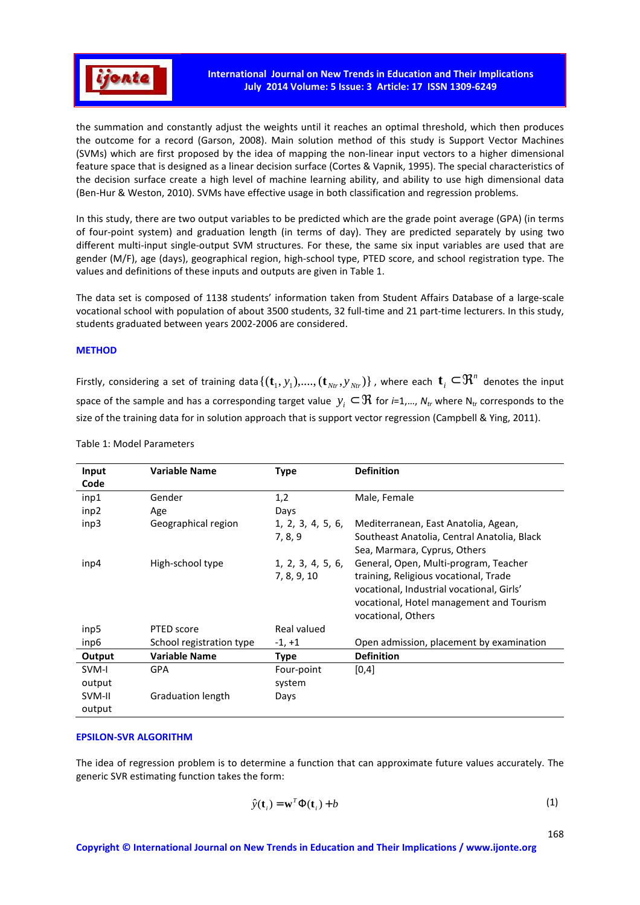the summation and constantly adjust the weights until it reaches an optimal threshold, which then produces the outcome for a record (Garson, 2008). Main solution method of this study is Support Vector Machines (SVMs) which are first proposed by the idea of mapping the non-linear input vectors to a higher dimensional feature space that is designed as a linear decision surface (Cortes & Vapnik, 1995). The special characteristics of the decision surface create a high level of machine learning ability, and ability to use high dimensional data (Ben-Hur & Weston, 2010). SVMs have effective usage in both classification and regression problems.

In this study, there are two output variables to be predicted which are the grade point average (GPA) (in terms of four-point system) and graduation length (in terms of day). They are predicted separately by using two different multi-input single-output SVM structures. For these, the same six input variables are used that are gender (M/F), age (days), geographical region, high-school type, PTED score, and school registration type. The values and definitions of these inputs and outputs are given in Table 1.

The data set is composed of 1138 students' information taken from Student Affairs Database of a large-scale vocational school with population of about 3500 students, 32 full-time and 21 part-time lecturers. In this study, students graduated between years 2002-2006 are considered.

## METHOD

Firstly, considering a set of training data $\{(\mathbf{t}_1, y_1),...., (\mathbf{t}_{Ntr}, y_{Ntr})\}$, where each $\mathbf{t}_i \subset \Re^n$ denotes the input space of the sample and has a corresponding target value $y_i \subset \Re$ for $i$=1,…, $N_{tr}$ where $N_{tr}$ corresponds to the size of the training data for in solution approach that is support vector regression (Campbell & Ying, 2011).

Table 1: Model Parameters

| Input Code | Variable Name | Type | Definition |
|---|---|---|---|
| inp1 | Gender | 1,2 | Male, Female |
| inp2 | Age | Days | |
| inp3 | Geographical region | 1, 2, 3, 4, 5, 6, 7, 8, 9 | Mediterranean, East Anatolia, Agean, Southeast Anatolia, Central Anatolia, Black Sea, Marmara, Cyprus, Others |
| inp4 | High-school type | 1, 2, 3, 4, 5, 6, 7, 8, 9, 10 | General, Open, Multi-program, Teacher training, Religious vocational, Trade vocational, Industrial vocational, Girls' vocational, Hotel management and Tourism vocational, Others |
| inp5 | PTED score | Real valued | |
| inp6 | School registration type | -1, +1 | Open admission, placement by examination |
| **Output** | **Variable Name** | **Type** | **Definition** |
| SVM-I output | GPA | Four-point system | [0,4] |
| SVM-II output | Graduation length | Days | |

## EPSILON-SVR ALGORITHM

The idea of regression problem is to determine a function that can approximate future values accurately. The generic SVR estimating function takes the form:

$$\hat{y}(\mathbf{t}_i) = \mathbf{w}^T \Phi(\mathbf{t}_i) + b \tag{1}$$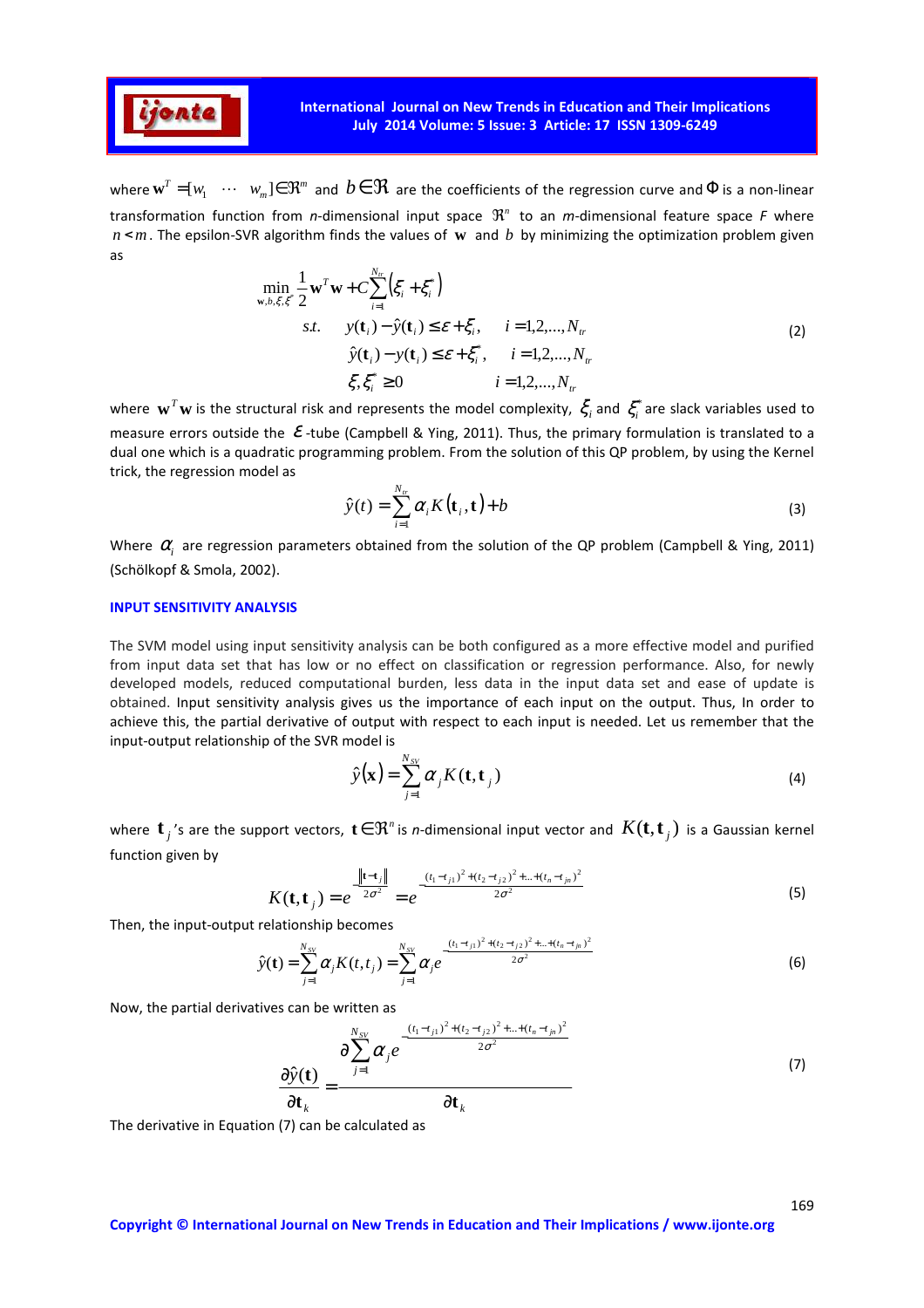where $\mathbf{w}^T = [w_1 \;\; \cdots \;\; w_m] \in \Re^m$ and $b \in \Re$ are the coefficients of the regression curve and $\Phi$ is a non-linear transformation function from *n*-dimensional input space $\Re^n$ to an *m*-dimensional feature space *F* where $n < m$. The epsilon-SVR algorithm finds the values of $\mathbf{w}$ and $b$ by minimizing the optimization problem given as

$$
\begin{aligned}
\min_{\mathbf{w}, b, \xi, \xi^*} \; & \frac{1}{2}\mathbf{w}^T\mathbf{w} + C\sum_{i=1}^{N_{tr}}\left(\xi_i + \xi_i^*\right) \\
s.t. \quad & y(\mathbf{t}_i) - \hat{y}(\mathbf{t}_i) \leq \varepsilon + \xi_i, \qquad i = 1,2,\ldots,N_{tr} \\
& \hat{y}(\mathbf{t}_i) - y(\mathbf{t}_i) \leq \varepsilon + \xi_i^*, \qquad i = 1,2,\ldots,N_{tr} \\
& \xi, \xi_i^* \geq 0 \qquad\qquad\qquad i = 1,2,\ldots,N_{tr}
\end{aligned}
\tag{2}
$$

where $\mathbf{w}^T\mathbf{w}$ is the structural risk and represents the model complexity, $\xi_i$ and $\xi_i^*$ are slack variables used to measure errors outside the $\varepsilon$-tube (Campbell & Ying, 2011). Thus, the primary formulation is translated to a dual one which is a quadratic programming problem. From the solution of this QP problem, by using the Kernel trick, the regression model as

$$
\hat{y}(t) = \sum_{i=1}^{N_{tr}} \alpha_i K\left(\mathbf{t}_i, \mathbf{t}\right) + b \tag{3}
$$

Where $\alpha_i$ are regression parameters obtained from the solution of the QP problem (Campbell & Ying, 2011) (Schölkopf & Smola, 2002).

## INPUT SENSITIVITY ANALYSIS

The SVM model using input sensitivity analysis can be both configured as a more effective model and purified from input data set that has low or no effect on classification or regression performance. Also, for newly developed models, reduced computational burden, less data in the input data set and ease of update is obtained. Input sensitivity analysis gives us the importance of each input on the output. Thus, In order to achieve this, the partial derivative of output with respect to each input is needed. Let us remember that the input-output relationship of the SVR model is

$$
\hat{y}(\mathbf{x}) = \sum_{j=1}^{N_{SV}} \alpha_j K(\mathbf{t}, \mathbf{t}_j) \tag{4}
$$

where $\mathbf{t}_j$'s are the support vectors, $\mathbf{t} \in \Re^n$ is *n*-dimensional input vector and $K(\mathbf{t}, \mathbf{t}_j)$ is a Gaussian kernel function given by

$$
K(\mathbf{t}, \mathbf{t}_j) = e^{-\frac{\left\|\mathbf{t} - \mathbf{t}_j\right\|}{2\sigma^2}} = e^{-\frac{(t_1 - t_{j1})^2 + (t_2 - t_{j2})^2 + \ldots + (t_n - t_{jn})^2}{2\sigma^2}} \tag{5}
$$

Then, the input-output relationship becomes

$$
\hat{y}(\mathbf{t}) = \sum_{j=1}^{N_{SV}} \alpha_j K(t, t_j) = \sum_{j=1}^{N_{SV}} \alpha_j e^{-\frac{(t_1 - t_{j1})^2 + (t_2 - t_{j2})^2 + \ldots + (t_n - t_{jn})^2}{2\sigma^2}} \tag{6}
$$

Now, the partial derivatives can be written as

$$
\frac{\partial \hat{y}(\mathbf{t})}{\partial \mathbf{t}_k} = \frac{\partial \sum_{j=1}^{N_{SV}} \alpha_j e^{-\frac{(t_1 - t_{j1})^2 + (t_2 - t_{j2})^2 + \ldots + (t_n - t_{jn})^2}{2\sigma^2}}}{\partial \mathbf{t}_k} \tag{7}
$$

The derivative in Equation (7) can be calculated as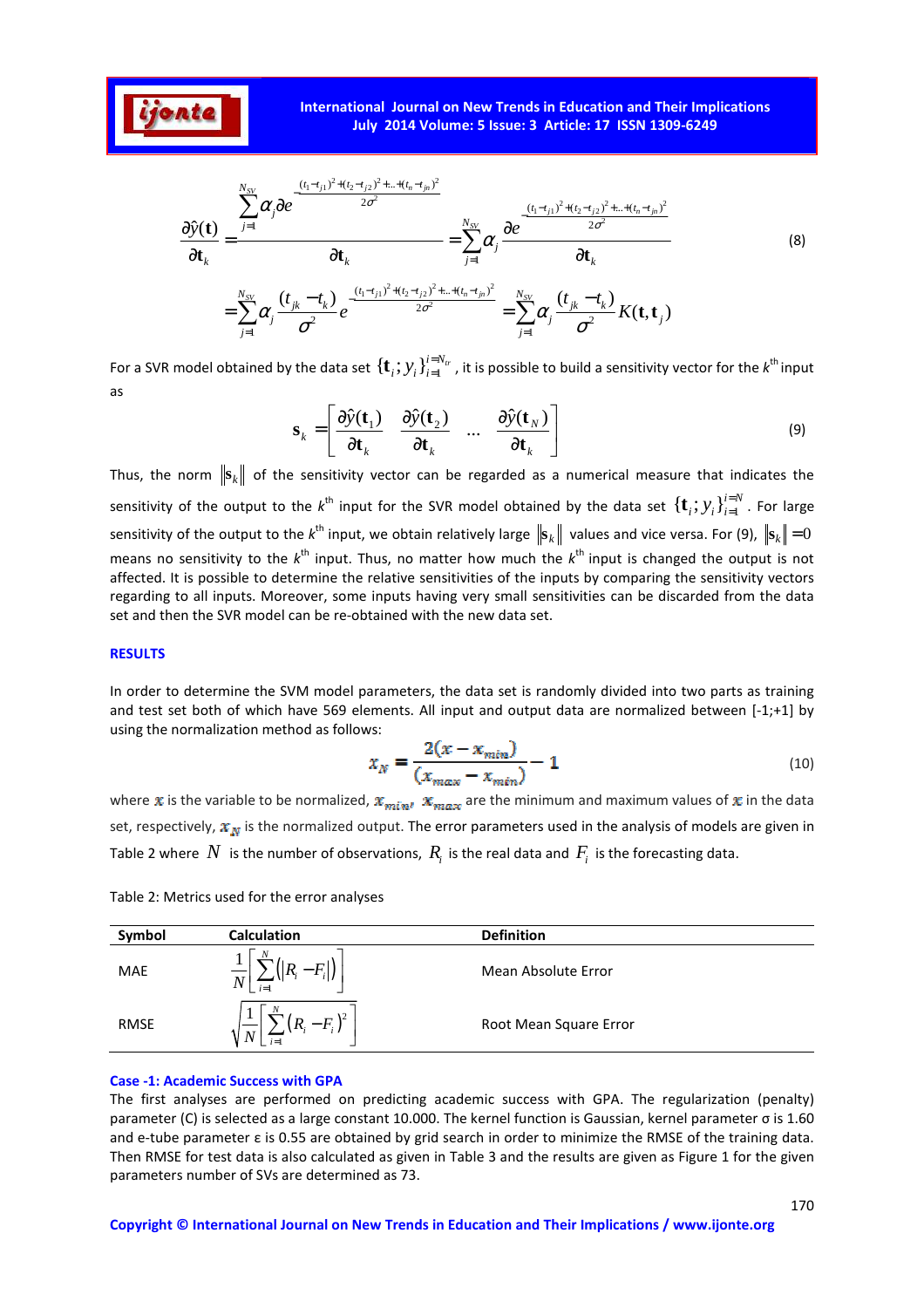$$\frac{\partial \hat{y}(\mathbf{t})}{\partial \mathbf{t}_k} = \frac{\sum_{j=1}^{N_{SV}} \alpha_j \partial e^{-\frac{(t_1-t_{j1})^2+(t_2-t_{j2})^2+\ldots+(t_n-t_{jn})^2}{2\sigma^2}}}{\partial \mathbf{t}_k} = \sum_{j=1}^{N_{SV}} \alpha_j \frac{\partial e^{-\frac{(t_1-t_{j1})^2+(t_2-t_{j2})^2+\ldots+(t_n-t_{jn})^2}{2\sigma^2}}}{\partial \mathbf{t}_k}$$

$$= \sum_{j=1}^{N_{SV}} \alpha_j \frac{(t_{jk}-t_k)}{\sigma^2} e^{-\frac{(t_1-t_{j1})^2+(t_2-t_{j2})^2+\ldots+(t_n-t_{jn})^2}{2\sigma^2}} = \sum_{j=1}^{N_{SV}} \alpha_j \frac{(t_{jk}-t_k)}{\sigma^2} K(\mathbf{t}, \mathbf{t}_j) \tag{8}$$

For a SVR model obtained by the data set $\{\mathbf{t}_i ; y_i\}_{i=1}^{i=N_{tr}}$, it is possible to build a sensitivity vector for the $k^{th}$ input as

$$\mathbf{s}_k = \begin{bmatrix} \frac{\partial \hat{y}(\mathbf{t}_1)}{\partial \mathbf{t}_k} & \frac{\partial \hat{y}(\mathbf{t}_2)}{\partial \mathbf{t}_k} & \ldots & \frac{\partial \hat{y}(\mathbf{t}_N)}{\partial \mathbf{t}_k} \end{bmatrix} \tag{9}$$

Thus, the norm $\|\mathbf{s}_k\|$ of the sensitivity vector can be regarded as a numerical measure that indicates the sensitivity of the output to the $k^{th}$ input for the SVR model obtained by the data set $\{\mathbf{t}_i ; y_i\}_{i=1}^{i=N}$. For large sensitivity of the output to the $k^{th}$ input, we obtain relatively large $\|\mathbf{s}_k\|$ values and vice versa. For (9), $\|\mathbf{s}_k\| = 0$ means no sensitivity to the $k^{th}$ input. Thus, no matter how much the $k^{th}$ input is changed the output is not affected. It is possible to determine the relative sensitivities of the inputs by comparing the sensitivity vectors regarding to all inputs. Moreover, some inputs having very small sensitivities can be discarded from the data set and then the SVR model can be re-obtained with the new data set.

## RESULTS

In order to determine the SVM model parameters, the data set is randomly divided into two parts as training and test set both of which have 569 elements. All input and output data are normalized between [-1;+1] by using the normalization method as follows:

$$x_N = \frac{2(x - x_{min})}{(x_{max} - x_{min})} - 1 \tag{10}$$

where $x$ is the variable to be normalized, $x_{min}$, $x_{max}$ are the minimum and maximum values of $x$ in the data set, respectively, $x_N$ is the normalized output. The error parameters used in the analysis of models are given in Table 2 where $N$ is the number of observations, $R_i$ is the real data and $F_i$ is the forecasting data.

Table 2: Metrics used for the error analyses

| Symbol | Calculation | Definition |
|---|---|---|
| MAE | $\frac{1}{N}\left[\sum_{i=1}^{N}\left(\lvert R_i - F_i \rvert\right)\right]$ | Mean Absolute Error |
| RMSE | $\sqrt{\frac{1}{N}\left[\sum_{i=1}^{N}\left(R_i - F_i\right)^2\right]}$ | Root Mean Square Error |

### Case -1: Academic Success with GPA

The first analyses are performed on predicting academic success with GPA. The regularization (penalty) parameter (C) is selected as a large constant 10.000. The kernel function is Gaussian, kernel parameter σ is 1.60 and e-tube parameter ε is 0.55 are obtained by grid search in order to minimize the RMSE of the training data. Then RMSE for test data is also calculated as given in Table 3 and the results are given as Figure 1 for the given parameters number of SVs are determined as 73.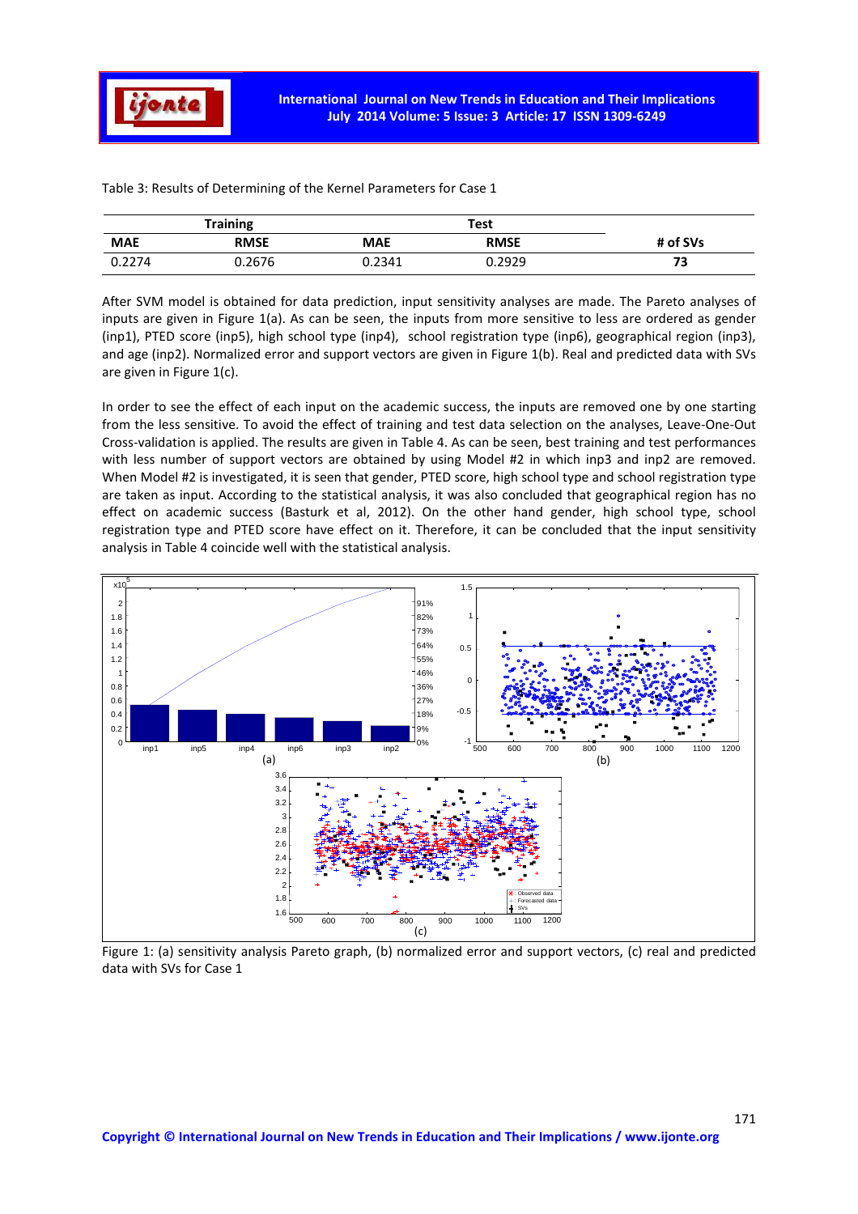Table 3: Results of Determining of the Kernel Parameters for Case 1

| Training | | Test | | # of SVs |
|---|---|---|---|---|
| MAE | RMSE | MAE | RMSE | |
| 0.2274 | 0.2676 | 0.2341 | 0.2929 | **73** |

After SVM model is obtained for data prediction, input sensitivity analyses are made. The Pareto analyses of inputs are given in Figure 1(a). As can be seen, the inputs from more sensitive to less are ordered as gender (inp1), PTED score (inp5), high school type (inp4), school registration type (inp6), geographical region (inp3), and age (inp2). Normalized error and support vectors are given in Figure 1(b). Real and predicted data with SVs are given in Figure 1(c).

In order to see the effect of each input on the academic success, the inputs are removed one by one starting from the less sensitive. To avoid the effect of training and test data selection on the analyses, Leave-One-Out Cross-validation is applied. The results are given in Table 4. As can be seen, best training and test performances with less number of support vectors are obtained by using Model #2 in which inp3 and inp2 are removed. When Model #2 is investigated, it is seen that gender, PTED score, high school type and school registration type are taken as input. According to the statistical analysis, it was also concluded that geographical region has no effect on academic success (Basturk et al, 2012). On the other hand gender, high school type, school registration type and PTED score have effect on it. Therefore, it can be concluded that the input sensitivity analysis in Table 4 coincide well with the statistical analysis.

x10^5
2
1.8
1.6
1.4
1.2
1
0.8
0.6
0.4
0.2
0
inp1 inp5 inp4 inp6 inp3 inp2
91%
82%
73%
64%
55%
46%
36%
27%
18%
9%
0%
(a)

1.5
1
0.5
0
-0.5
-1
500 600 700 800 900 1000 1100 1200
(b)

3.6
3.4
3.2
3
2.8
2.6
2.4
2.2
2
1.8
1.6
500 600 700 800 900 1000 1100 1200
Observed data
Forecasted data
SVs
(c)

Figure 1: (a) sensitivity analysis Pareto graph, (b) normalized error and support vectors, (c) real and predicted data with SVs for Case 1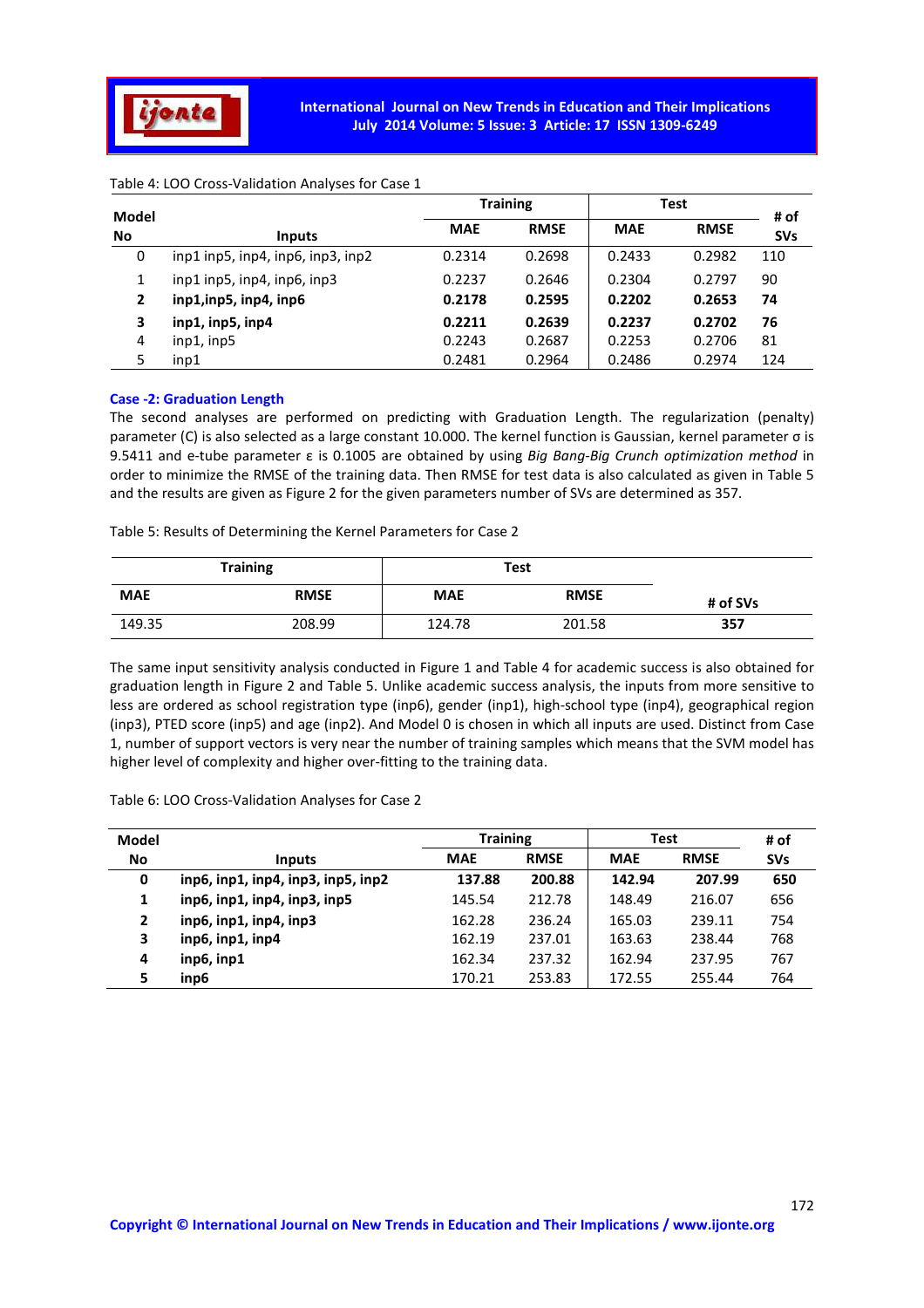Table 4: LOO Cross-Validation Analyses for Case 1

| Model No | Inputs | Training | | Test | | # of SVs |
|---|---|---|---|---|---|---|
| | | MAE | RMSE | MAE | RMSE | |
| 0 | inp1 inp5, inp4, inp6, inp3, inp2 | 0.2314 | 0.2698 | 0.2433 | 0.2982 | 110 |
| 1 | inp1 inp5, inp4, inp6, inp3 | 0.2237 | 0.2646 | 0.2304 | 0.2797 | 90 |
| **2** | **inp1,inp5, inp4, inp6** | **0.2178** | **0.2595** | **0.2202** | **0.2653** | **74** |
| **3** | **inp1, inp5, inp4** | **0.2211** | **0.2639** | **0.2237** | **0.2702** | **76** |
| 4 | inp1, inp5 | 0.2243 | 0.2687 | 0.2253 | 0.2706 | 81 |
| 5 | inp1 | 0.2481 | 0.2964 | 0.2486 | 0.2974 | 124 |

### Case -2: Graduation Length

The second analyses are performed on predicting with Graduation Length. The regularization (penalty) parameter (C) is also selected as a large constant 10.000. The kernel function is Gaussian, kernel parameter σ is 9.5411 and e-tube parameter ε is 0.1005 are obtained by using *Big Bang-Big Crunch optimization method* in order to minimize the RMSE of the training data. Then RMSE for test data is also calculated as given in Table 5 and the results are given as Figure 2 for the given parameters number of SVs are determined as 357.

Table 5: Results of Determining the Kernel Parameters for Case 2

| Training | | Test | | # of SVs |
|---|---|---|---|---|
| MAE | RMSE | MAE | RMSE | |
| 149.35 | 208.99 | 124.78 | 201.58 | **357** |

The same input sensitivity analysis conducted in Figure 1 and Table 4 for academic success is also obtained for graduation length in Figure 2 and Table 5. Unlike academic success analysis, the inputs from more sensitive to less are ordered as school registration type (inp6), gender (inp1), high-school type (inp4), geographical region (inp3), PTED score (inp5) and age (inp2). And Model 0 is chosen in which all inputs are used. Distinct from Case 1, number of support vectors is very near the number of training samples which means that the SVM model has higher level of complexity and higher over-fitting to the training data.

Table 6: LOO Cross-Validation Analyses for Case 2

| Model No | Inputs | Training | | Test | | # of SVs |
|---|---|---|---|---|---|---|
| | | MAE | RMSE | MAE | RMSE | |
| **0** | **inp6, inp1, inp4, inp3, inp5, inp2** | **137.88** | **200.88** | **142.94** | **207.99** | **650** |
| **1** | **inp6, inp1, inp4, inp3, inp5** | 145.54 | 212.78 | 148.49 | 216.07 | 656 |
| **2** | **inp6, inp1, inp4, inp3** | 162.28 | 236.24 | 165.03 | 239.11 | 754 |
| **3** | **inp6, inp1, inp4** | 162.19 | 237.01 | 163.63 | 238.44 | 768 |
| **4** | **inp6, inp1** | 162.34 | 237.32 | 162.94 | 237.95 | 767 |
| **5** | **inp6** | 170.21 | 253.83 | 172.55 | 255.44 | 764 |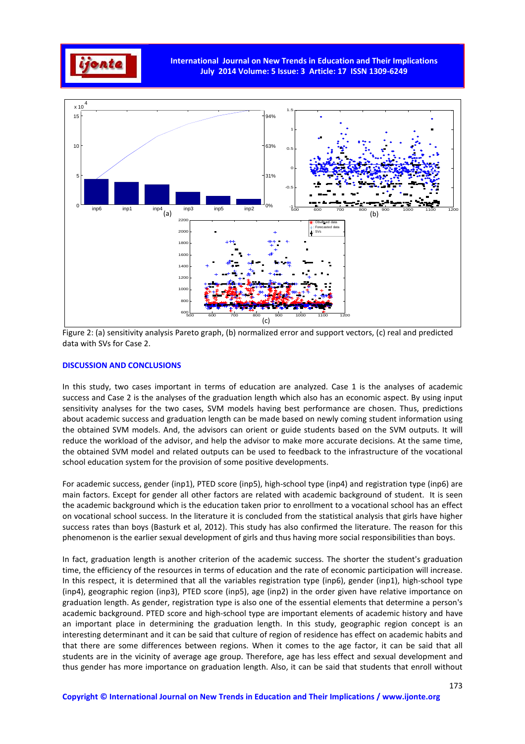Figure 2: (a) sensitivity analysis Pareto graph, (b) normalized error and support vectors, (c) real and predicted data with SVs for Case 2.

## DISCUSSION AND CONCLUSIONS

In this study, two cases important in terms of education are analyzed. Case 1 is the analyses of academic success and Case 2 is the analyses of the graduation length which also has an economic aspect. By using input sensitivity analyses for the two cases, SVM models having best performance are chosen. Thus, predictions about academic success and graduation length can be made based on newly coming student information using the obtained SVM models. And, the advisors can orient or guide students based on the SVM outputs. It will reduce the workload of the advisor, and help the advisor to make more accurate decisions. At the same time, the obtained SVM model and related outputs can be used to feedback to the infrastructure of the vocational school education system for the provision of some positive developments.

For academic success, gender (inp1), PTED score (inp5), high-school type (inp4) and registration type (inp6) are main factors. Except for gender all other factors are related with academic background of student. It is seen the academic background which is the education taken prior to enrollment to a vocational school has an effect on vocational school success. In the literature it is concluded from the statistical analysis that girls have higher success rates than boys (Basturk et al, 2012). This study has also confirmed the literature. The reason for this phenomenon is the earlier sexual development of girls and thus having more social responsibilities than boys.

In fact, graduation length is another criterion of the academic success. The shorter the student's graduation time, the efficiency of the resources in terms of education and the rate of economic participation will increase. In this respect, it is determined that all the variables registration type (inp6), gender (inp1), high-school type (inp4), geographic region (inp3), PTED score (inp5), age (inp2) in the order given have relative importance on graduation length. As gender, registration type is also one of the essential elements that determine a person's academic background. PTED score and high-school type are important elements of academic history and have an important place in determining the graduation length. In this study, geographic region concept is an interesting determinant and it can be said that culture of region of residence has effect on academic habits and that there are some differences between regions. When it comes to the age factor, it can be said that all students are in the vicinity of average age group. Therefore, age has less effect and sexual development and thus gender has more importance on graduation length. Also, it can be said that students that enroll without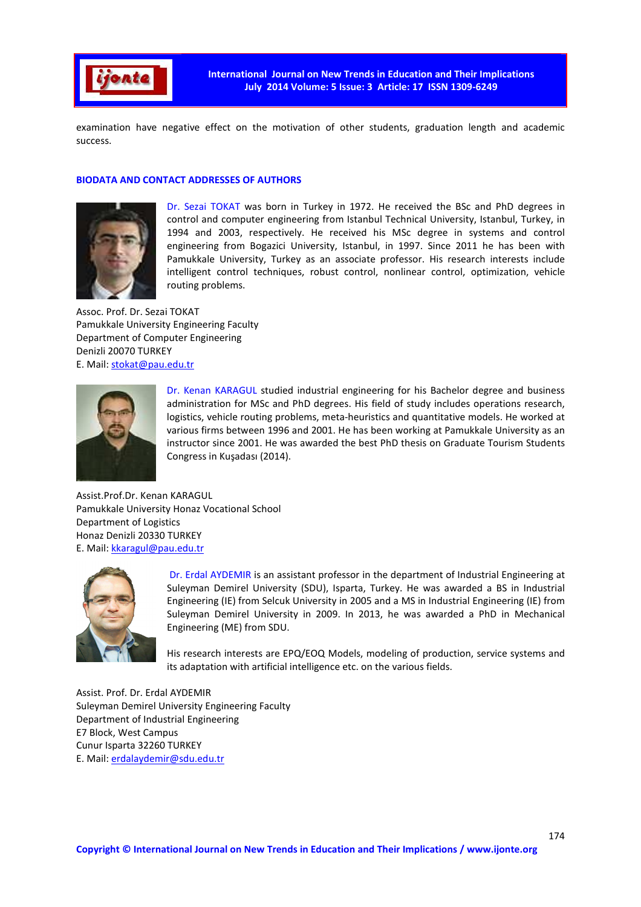examination have negative effect on the motivation of other students, graduation length and academic success.

## BIODATA AND CONTACT ADDRESSES OF AUTHORS

Dr. Sezai TOKAT was born in Turkey in 1972. He received the BSc and PhD degrees in control and computer engineering from Istanbul Technical University, Istanbul, Turkey, in 1994 and 2003, respectively. He received his MSc degree in systems and control engineering from Bogazici University, Istanbul, in 1997. Since 2011 he has been with Pamukkale University, Turkey as an associate professor. His research interests include intelligent control techniques, robust control, nonlinear control, optimization, vehicle routing problems.

Assoc. Prof. Dr. Sezai TOKAT  
Pamukkale University Engineering Faculty  
Department of Computer Engineering  
Denizli 20070 TURKEY  
E. Mail: stokat@pau.edu.tr

Dr. Kenan KARAGUL studied industrial engineering for his Bachelor degree and business administration for MSc and PhD degrees. His field of study includes operations research, logistics, vehicle routing problems, meta-heuristics and quantitative models. He worked at various firms between 1996 and 2001. He has been working at Pamukkale University as an instructor since 2001. He was awarded the best PhD thesis on Graduate Tourism Students Congress in Kuşadası (2014).

Assist.Prof.Dr. Kenan KARAGUL  
Pamukkale University Honaz Vocational School  
Department of Logistics  
Honaz Denizli 20330 TURKEY  
E. Mail: kkaragul@pau.edu.tr

Dr. Erdal AYDEMIR is an assistant professor in the department of Industrial Engineering at Suleyman Demirel University (SDU), Isparta, Turkey. He was awarded a BS in Industrial Engineering (IE) from Selcuk University in 2005 and a MS in Industrial Engineering (IE) from Suleyman Demirel University in 2009. In 2013, he was awarded a PhD in Mechanical Engineering (ME) from SDU.

His research interests are EPQ/EOQ Models, modeling of production, service systems and its adaptation with artificial intelligence etc. on the various fields.

Assist. Prof. Dr. Erdal AYDEMIR  
Suleyman Demirel University Engineering Faculty  
Department of Industrial Engineering  
E7 Block, West Campus  
Cunur Isparta 32260 TURKEY  
E. Mail: erdalaydemir@sdu.edu.tr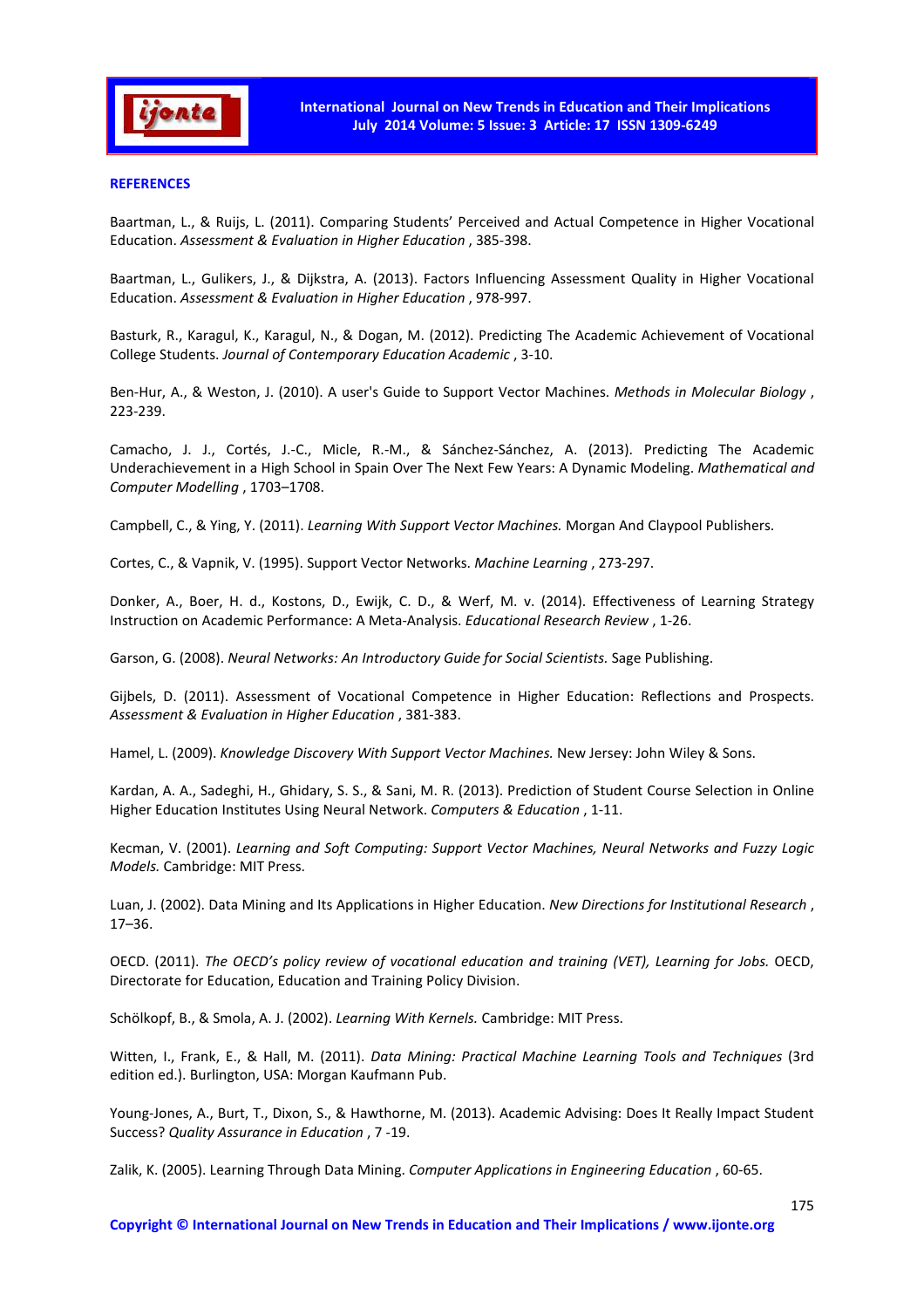## REFERENCES

Baartman, L., & Ruijs, L. (2011). Comparing Students' Perceived and Actual Competence in Higher Vocational Education. *Assessment & Evaluation in Higher Education* , 385-398.

Baartman, L., Gulikers, J., & Dijkstra, A. (2013). Factors Influencing Assessment Quality in Higher Vocational Education. *Assessment & Evaluation in Higher Education* , 978-997.

Basturk, R., Karagul, K., Karagul, N., & Dogan, M. (2012). Predicting The Academic Achievement of Vocational College Students. *Journal of Contemporary Education Academic* , 3-10.

Ben-Hur, A., & Weston, J. (2010). A user's Guide to Support Vector Machines. *Methods in Molecular Biology* , 223-239.

Camacho, J. J., Cortés, J.-C., Micle, R.-M., & Sánchez-Sánchez, A. (2013). Predicting The Academic Underachievement in a High School in Spain Over The Next Few Years: A Dynamic Modeling. *Mathematical and Computer Modelling* , 1703–1708.

Campbell, C., & Ying, Y. (2011). *Learning With Support Vector Machines.* Morgan And Claypool Publishers.

Cortes, C., & Vapnik, V. (1995). Support Vector Networks. *Machine Learning* , 273-297.

Donker, A., Boer, H. d., Kostons, D., Ewijk, C. D., & Werf, M. v. (2014). Effectiveness of Learning Strategy Instruction on Academic Performance: A Meta-Analysis. *Educational Research Review* , 1-26.

Garson, G. (2008). *Neural Networks: An Introductory Guide for Social Scientists.* Sage Publishing.

Gijbels, D. (2011). Assessment of Vocational Competence in Higher Education: Reflections and Prospects. *Assessment & Evaluation in Higher Education* , 381-383.

Hamel, L. (2009). *Knowledge Discovery With Support Vector Machines.* New Jersey: John Wiley & Sons.

Kardan, A. A., Sadeghi, H., Ghidary, S. S., & Sani, M. R. (2013). Prediction of Student Course Selection in Online Higher Education Institutes Using Neural Network. *Computers & Education* , 1-11.

Kecman, V. (2001). *Learning and Soft Computing: Support Vector Machines, Neural Networks and Fuzzy Logic Models.* Cambridge: MIT Press.

Luan, J. (2002). Data Mining and Its Applications in Higher Education. *New Directions for Institutional Research* , 17–36.

OECD. (2011). *The OECD's policy review of vocational education and training (VET), Learning for Jobs.* OECD, Directorate for Education, Education and Training Policy Division.

Schölkopf, B., & Smola, A. J. (2002). *Learning With Kernels.* Cambridge: MIT Press.

Witten, I., Frank, E., & Hall, M. (2011). *Data Mining: Practical Machine Learning Tools and Techniques* (3rd edition ed.). Burlington, USA: Morgan Kaufmann Pub.

Young-Jones, A., Burt, T., Dixon, S., & Hawthorne, M. (2013). Academic Advising: Does It Really Impact Student Success? *Quality Assurance in Education* , 7 -19.

Zalik, K. (2005). Learning Through Data Mining. *Computer Applications in Engineering Education* , 60-65.